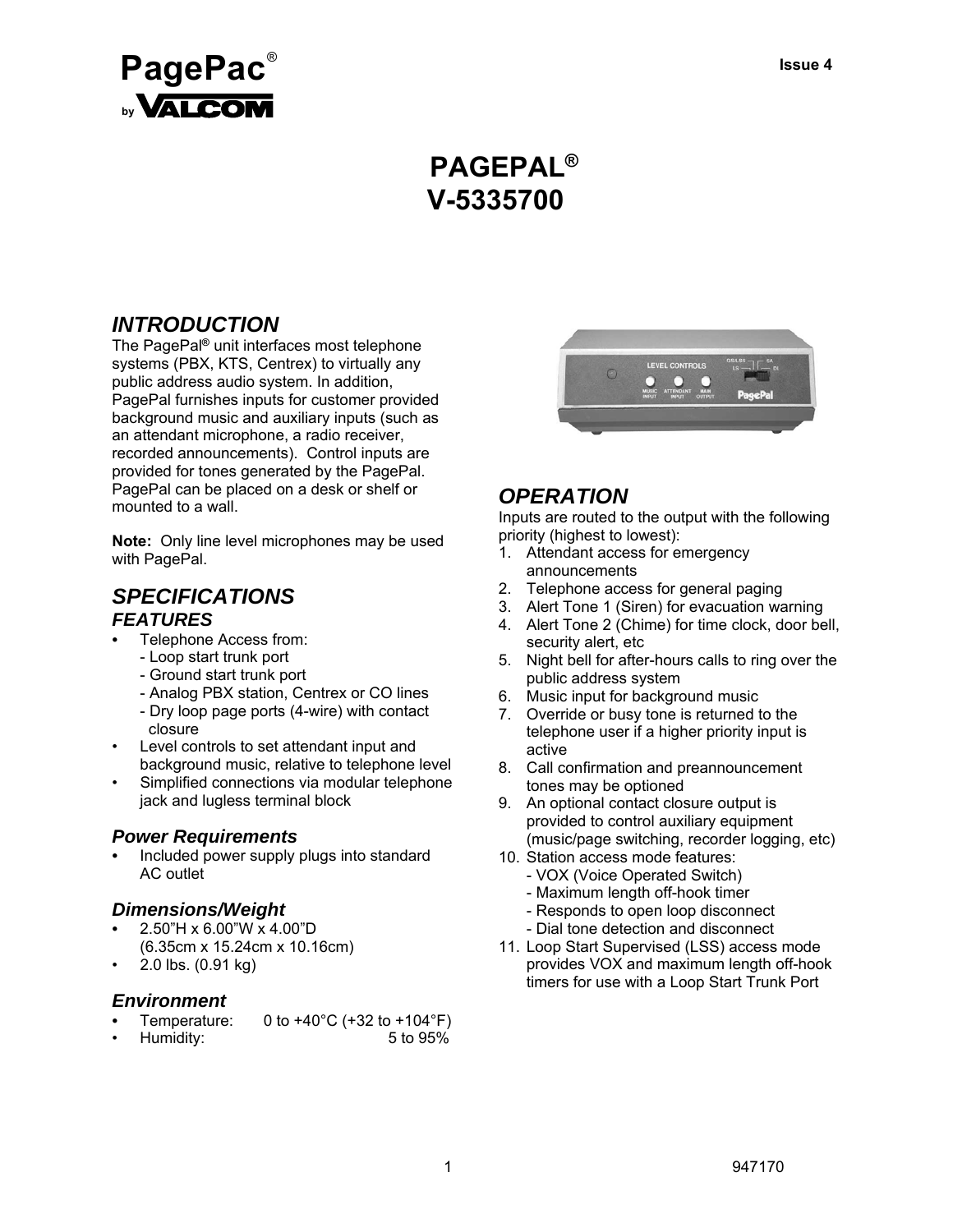PagePac®
by VALCOM

Issue 4

# PAGEPAL®
# V-5335700

## INTRODUCTION

The PagePal® unit interfaces most telephone systems (PBX, KTS, Centrex) to virtually any public address audio system. In addition, PagePal furnishes inputs for customer provided background music and auxiliary inputs (such as an attendant microphone, a radio receiver, recorded announcements). Control inputs are provided for tones generated by the PagePal. PagePal can be placed on a desk or shelf or mounted to a wall.

**Note:** Only line level microphones may be used with PagePal.

## SPECIFICATIONS

### FEATURES

- Telephone Access from:
  - Loop start trunk port
  - Ground start trunk port
  - Analog PBX station, Centrex or CO lines
  - Dry loop page ports (4-wire) with contact closure
- Level controls to set attendant input and background music, relative to telephone level
- Simplified connections via modular telephone jack and lugless terminal block

### Power Requirements

- Included power supply plugs into standard AC outlet

### Dimensions/Weight

- 2.50"H x 6.00"W x 4.00"D (6.35cm x 15.24cm x 10.16cm)
- 2.0 lbs. (0.91 kg)

### Environment

- Temperature: 0 to +40°C (+32 to +104°F)
- Humidity: 5 to 95%

## OPERATION

Inputs are routed to the output with the following priority (highest to lowest):

1. Attendant access for emergency announcements
2. Telephone access for general paging
3. Alert Tone 1 (Siren) for evacuation warning
4. Alert Tone 2 (Chime) for time clock, door bell, security alert, etc
5. Night bell for after-hours calls to ring over the public address system
6. Music input for background music
7. Override or busy tone is returned to the telephone user if a higher priority input is active
8. Call confirmation and preannouncement tones may be optioned
9. An optional contact closure output is provided to control auxiliary equipment (music/page switching, recorder logging, etc)
10. Station access mode features:
    - VOX (Voice Operated Switch)
    - Maximum length off-hook timer
    - Responds to open loop disconnect
    - Dial tone detection and disconnect
11. Loop Start Supervised (LSS) access mode provides VOX and maximum length off-hook timers for use with a Loop Start Trunk Port

947170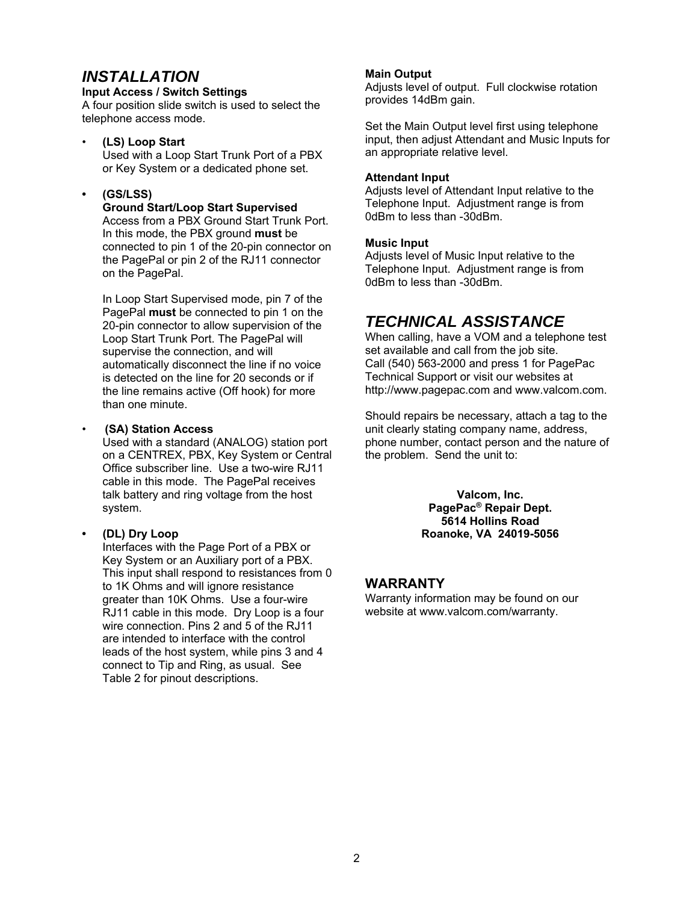## *INSTALLATION*

**Input Access / Switch Settings**

A four position slide switch is used to select the telephone access mode.

- **(LS) Loop Start**
  Used with a Loop Start Trunk Port of a PBX or Key System or a dedicated phone set.

- **(GS/LSS)**
  **Ground Start/Loop Start Supervised**
  Access from a PBX Ground Start Trunk Port. In this mode, the PBX ground **must** be connected to pin 1 of the 20-pin connector on the PagePal or pin 2 of the RJ11 connector on the PagePal.

  In Loop Start Supervised mode, pin 7 of the PagePal **must** be connected to pin 1 on the 20-pin connector to allow supervision of the Loop Start Trunk Port. The PagePal will supervise the connection, and will automatically disconnect the line if no voice is detected on the line for 20 seconds or if the line remains active (Off hook) for more than one minute.

- **(SA) Station Access**
  Used with a standard (ANALOG) station port on a CENTREX, PBX, Key System or Central Office subscriber line. Use a two-wire RJ11 cable in this mode. The PagePal receives talk battery and ring voltage from the host system.

- **(DL) Dry Loop**
  Interfaces with the Page Port of a PBX or Key System or an Auxiliary port of a PBX. This input shall respond to resistances from 0 to 1K Ohms and will ignore resistance greater than 10K Ohms. Use a four-wire RJ11 cable in this mode. Dry Loop is a four wire connection. Pins 2 and 5 of the RJ11 are intended to interface with the control leads of the host system, while pins 3 and 4 connect to Tip and Ring, as usual. See Table 2 for pinout descriptions.

**Main Output**

Adjusts level of output. Full clockwise rotation provides 14dBm gain.

Set the Main Output level first using telephone input, then adjust Attendant and Music Inputs for an appropriate relative level.

**Attendant Input**

Adjusts level of Attendant Input relative to the Telephone Input. Adjustment range is from 0dBm to less than -30dBm.

**Music Input**

Adjusts level of Music Input relative to the Telephone Input. Adjustment range is from 0dBm to less than -30dBm.

## *TECHNICAL ASSISTANCE*

When calling, have a VOM and a telephone test set available and call from the job site.
Call (540) 563-2000 and press 1 for PagePac Technical Support or visit our websites at http://www.pagepac.com and www.valcom.com.

Should repairs be necessary, attach a tag to the unit clearly stating company name, address, phone number, contact person and the nature of the problem. Send the unit to:

**Valcom, Inc.**
**PagePac® Repair Dept.**
**5614 Hollins Road**
**Roanoke, VA 24019-5056**

## WARRANTY

Warranty information may be found on our website at www.valcom.com/warranty.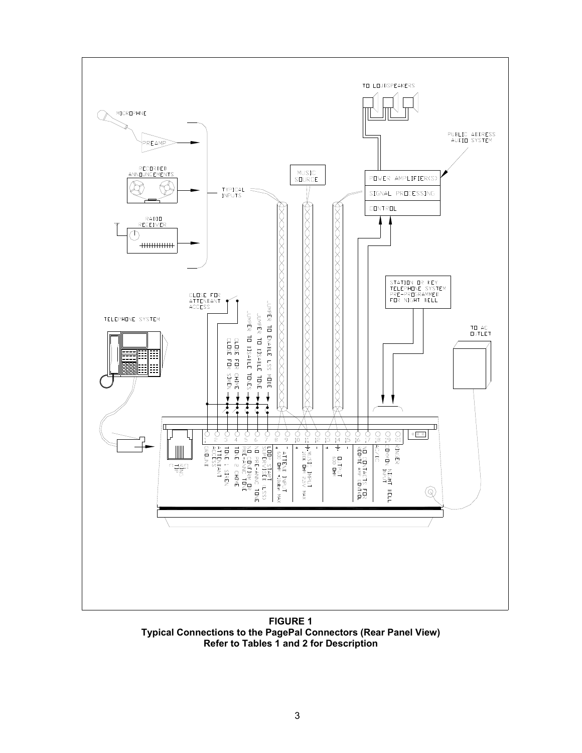**FIGURE 1**
**Typical Connections to the PagePal Connectors (Rear Panel View)**
**Refer to Tables 1 and 2 for Description**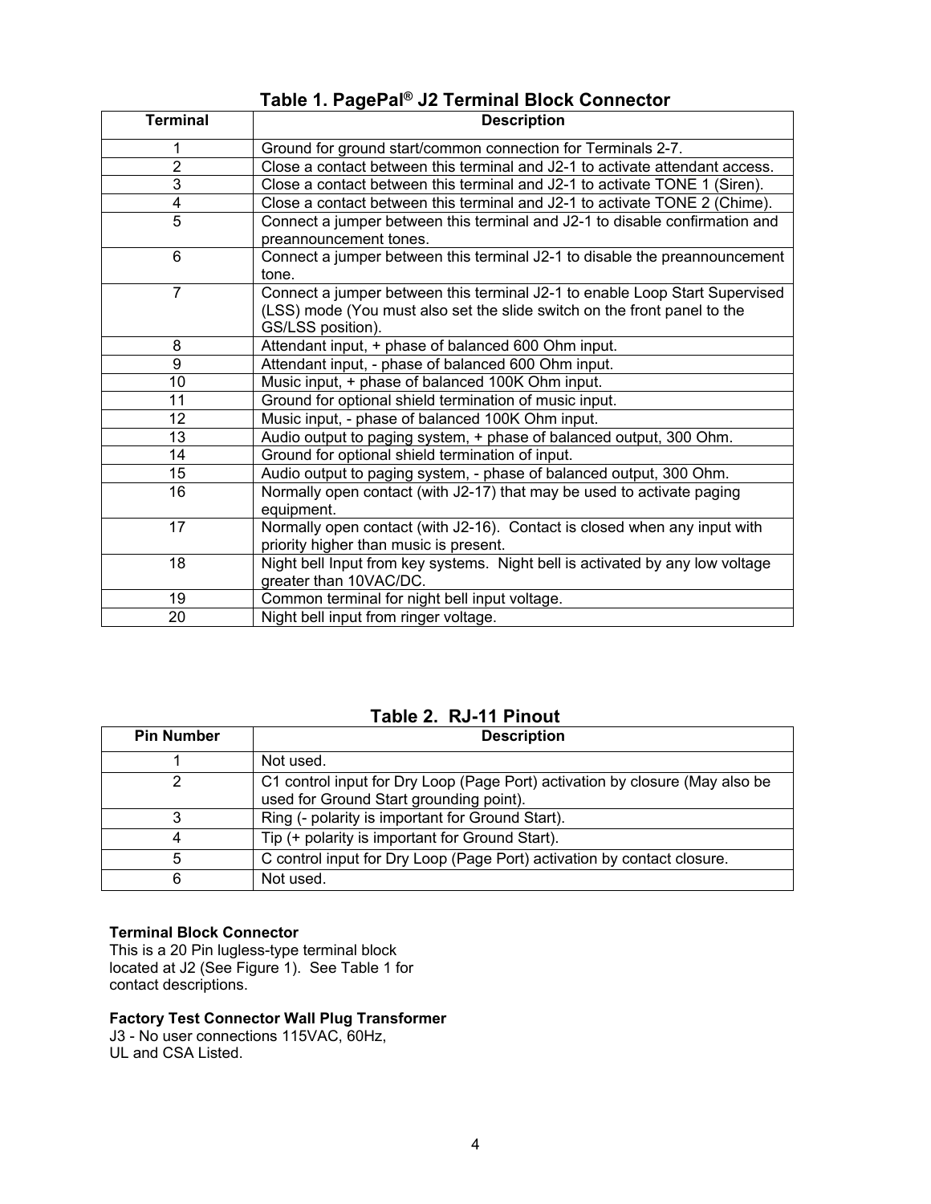## Table 1. PagePal® J2 Terminal Block Connector

| Terminal | Description |
|---|---|
| 1 | Ground for ground start/common connection for Terminals 2-7. |
| 2 | Close a contact between this terminal and J2-1 to activate attendant access. |
| 3 | Close a contact between this terminal and J2-1 to activate TONE 1 (Siren). |
| 4 | Close a contact between this terminal and J2-1 to activate TONE 2 (Chime). |
| 5 | Connect a jumper between this terminal and J2-1 to disable confirmation and preannouncement tones. |
| 6 | Connect a jumper between this terminal J2-1 to disable the preannouncement tone. |
| 7 | Connect a jumper between this terminal J2-1 to enable Loop Start Supervised (LSS) mode (You must also set the slide switch on the front panel to the GS/LSS position). |
| 8 | Attendant input, + phase of balanced 600 Ohm input. |
| 9 | Attendant input, - phase of balanced 600 Ohm input. |
| 10 | Music input, + phase of balanced 100K Ohm input. |
| 11 | Ground for optional shield termination of music input. |
| 12 | Music input, - phase of balanced 100K Ohm input. |
| 13 | Audio output to paging system, + phase of balanced output, 300 Ohm. |
| 14 | Ground for optional shield termination of input. |
| 15 | Audio output to paging system, - phase of balanced output, 300 Ohm. |
| 16 | Normally open contact (with J2-17) that may be used to activate paging equipment. |
| 17 | Normally open contact (with J2-16). Contact is closed when any input with priority higher than music is present. |
| 18 | Night bell Input from key systems. Night bell is activated by any low voltage greater than 10VAC/DC. |
| 19 | Common terminal for night bell input voltage. |
| 20 | Night bell input from ringer voltage. |

## Table 2. RJ-11 Pinout

| Pin Number | Description |
|---|---|
| 1 | Not used. |
| 2 | C1 control input for Dry Loop (Page Port) activation by closure (May also be used for Ground Start grounding point). |
| 3 | Ring (- polarity is important for Ground Start). |
| 4 | Tip (+ polarity is important for Ground Start). |
| 5 | C control input for Dry Loop (Page Port) activation by contact closure. |
| 6 | Not used. |

**Terminal Block Connector**
This is a 20 Pin lugless-type terminal block located at J2 (See Figure 1). See Table 1 for contact descriptions.

**Factory Test Connector Wall Plug Transformer**
J3 - No user connections 115VAC, 60Hz,
UL and CSA Listed.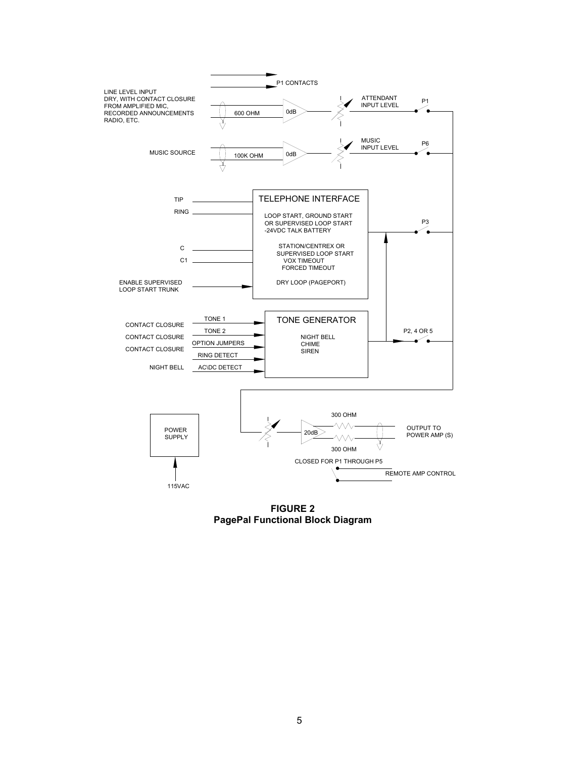P1 CONTACTS

LINE LEVEL INPUT
DRY, WITH CONTACT CLOSURE
FROM AMPLIFIED MIC,
RECORDED ANNOUNCEMENTS
RADIO, ETC.

600 OHM

0dB

ATTENDANT
INPUT LEVEL

P1

MUSIC SOURCE

100K OHM

0dB

MUSIC
INPUT LEVEL

P6

TIP

RING

C

C1

ENABLE SUPERVISED
LOOP START TRUNK

TELEPHONE INTERFACE

LOOP START, GROUND START
OR SUPERVISED LOOP START
-24VDC TALK BATTERY

STATION/CENTREX OR
SUPERVISED LOOP START
VOX TIMEOUT
FORCED TIMEOUT

DRY LOOP (PAGEPORT)

P3

CONTACT CLOSURE — TONE 1

CONTACT CLOSURE — TONE 2

CONTACT CLOSURE — OPTION JUMPERS

RING DETECT

NIGHT BELL — AC\DC DETECT

TONE GENERATOR

NIGHT BELL
CHIME
SIREN

P2, 4 OR 5

POWER
SUPPLY

115VAC

20dB

300 OHM

300 OHM

OUTPUT TO
POWER AMP (S)

CLOSED FOR P1 THROUGH P5

REMOTE AMP CONTROL

**FIGURE 2**
**PagePal Functional Block Diagram**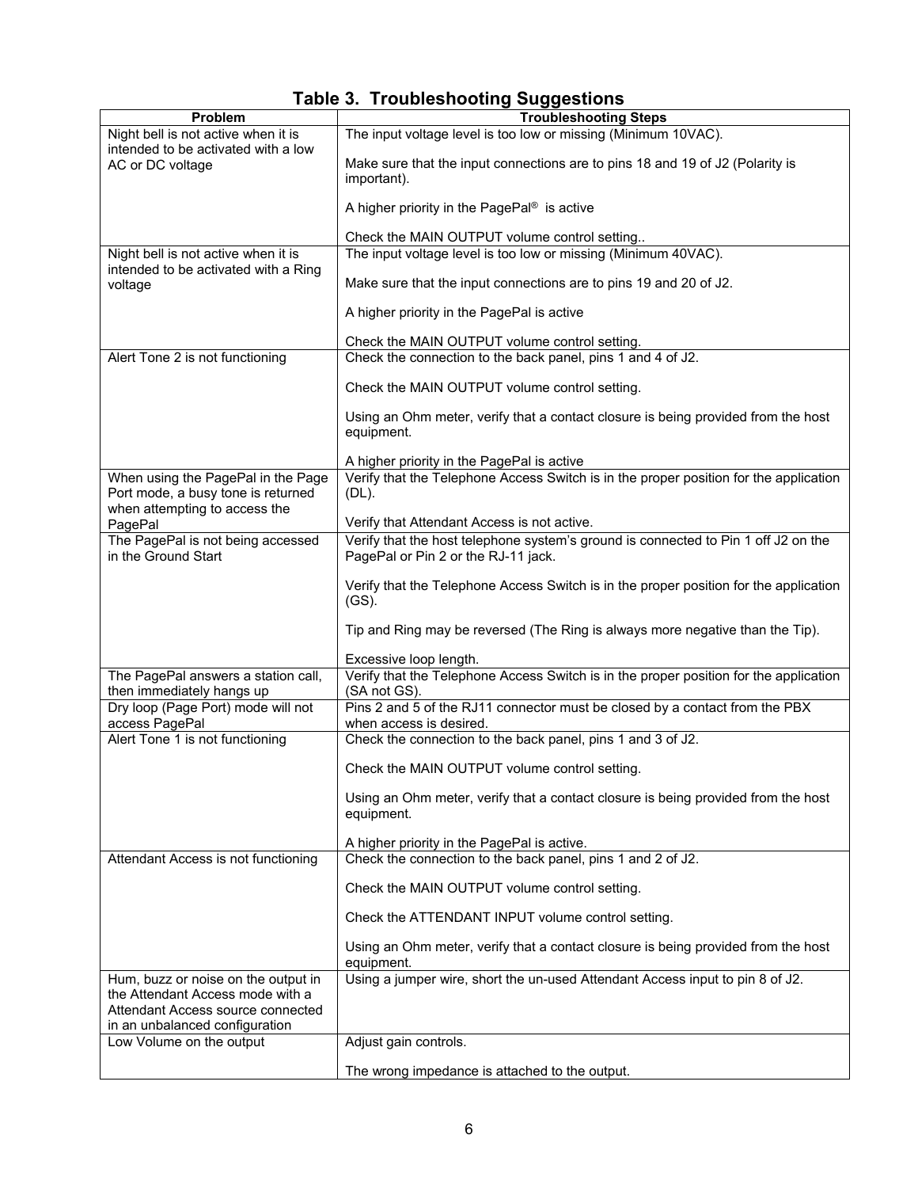## Table 3.  Troubleshooting Suggestions

| Problem | Troubleshooting Steps |
|---|---|
| Night bell is not active when it is intended to be activated with a low AC or DC voltage | The input voltage level is too low or missing (Minimum 10VAC).<br><br>Make sure that the input connections are to pins 18 and 19 of J2 (Polarity is important).<br><br>A higher priority in the PagePal® is active<br><br>Check the MAIN OUTPUT volume control setting.. |
| Night bell is not active when it is intended to be activated with a Ring voltage | The input voltage level is too low or missing (Minimum 40VAC).<br><br>Make sure that the input connections are to pins 19 and 20 of J2.<br><br>A higher priority in the PagePal is active<br><br>Check the MAIN OUTPUT volume control setting. |
| Alert Tone 2 is not functioning | Check the connection to the back panel, pins 1 and 4 of J2.<br><br>Check the MAIN OUTPUT volume control setting.<br><br>Using an Ohm meter, verify that a contact closure is being provided from the host equipment.<br><br>A higher priority in the PagePal is active |
| When using the PagePal in the Page Port mode, a busy tone is returned when attempting to access the PagePal | Verify that the Telephone Access Switch is in the proper position for the application (DL).<br><br>Verify that Attendant Access is not active. |
| The PagePal is not being accessed in the Ground Start | Verify that the host telephone system's ground is connected to Pin 1 off J2 on the PagePal or Pin 2 or the RJ-11 jack.<br><br>Verify that the Telephone Access Switch is in the proper position for the application (GS).<br><br>Tip and Ring may be reversed (The Ring is always more negative than the Tip).<br><br>Excessive loop length. |
| The PagePal answers a station call, then immediately hangs up | Verify that the Telephone Access Switch is in the proper position for the application (SA not GS). |
| Dry loop (Page Port) mode will not access PagePal | Pins 2 and 5 of the RJ11 connector must be closed by a contact from the PBX when access is desired. |
| Alert Tone 1 is not functioning | Check the connection to the back panel, pins 1 and 3 of J2.<br><br>Check the MAIN OUTPUT volume control setting.<br><br>Using an Ohm meter, verify that a contact closure is being provided from the host equipment.<br><br>A higher priority in the PagePal is active. |
| Attendant Access is not functioning | Check the connection to the back panel, pins 1 and 2 of J2.<br><br>Check the MAIN OUTPUT volume control setting.<br><br>Check the ATTENDANT INPUT volume control setting.<br><br>Using an Ohm meter, verify that a contact closure is being provided from the host equipment. |
| Hum, buzz or noise on the output in the Attendant Access mode with a Attendant Access source connected in an unbalanced configuration | Using a jumper wire, short the un-used Attendant Access input to pin 8 of J2. |
| Low Volume on the output | Adjust gain controls.<br><br>The wrong impedance is attached to the output. |